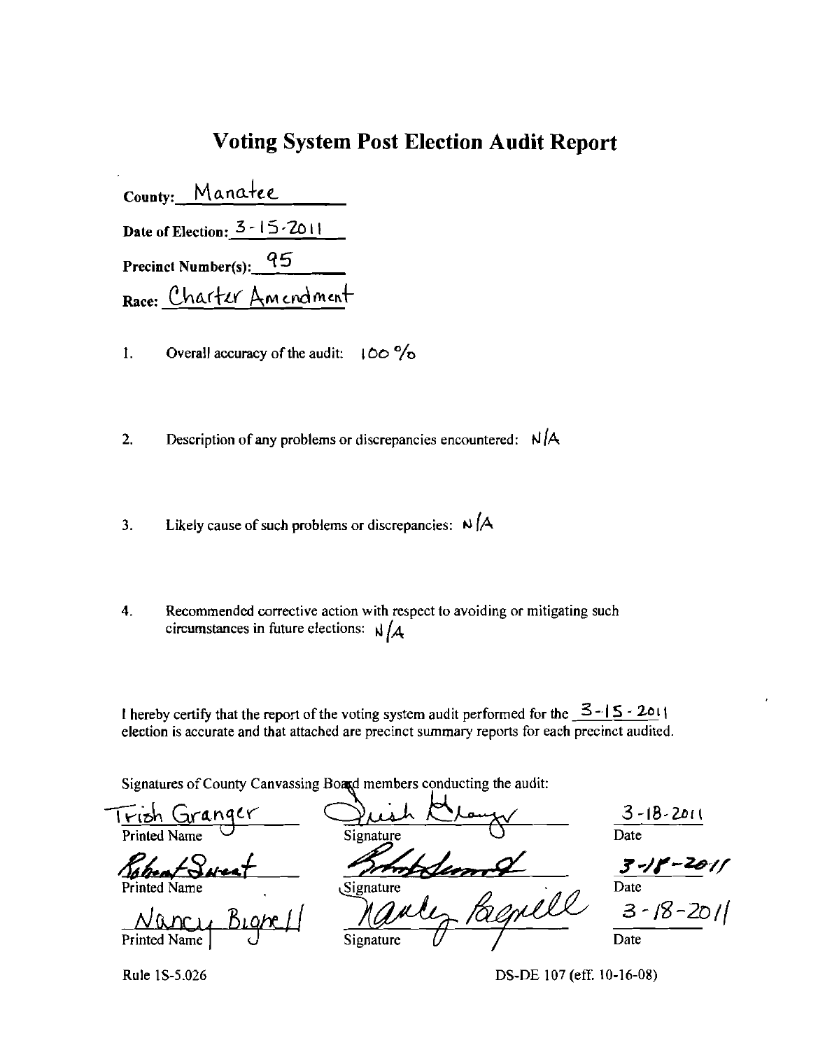# Voting System Post Election Audit Report

County: Manatee

Date of Election: 3-15-2011

Precinct Number(s): 95

Race: Charter Amendment

1. Overall accuracy of the audit: 100 %

2. Description of any problems or discrepancies encountered: N/A

3. Likely cause of such problems or discrepancies: N/A

4. Recommended corrective action with respect to avoiding or mitigating such circumstances in future elections: N/A

I hereby certify that the report of the voting system audit performed for the 3-15-2011 election is accurate and that attached are precinct summary reports for each precinct audited.

Signatures of County Canvassing Board members conducting the audit:

| Printed Name | Signature | Date |
| --- | --- | --- |
| Trish Granger | Trish Granger | 3-18-2011 |
| Robert Sweat | Robert Sweat | 3-18-2011 |
| Nancy Bignell | Nancy Bagnell | 3-18-2011 |

Rule 1S-5.026

DS-DE 107 (eff. 10-16-08)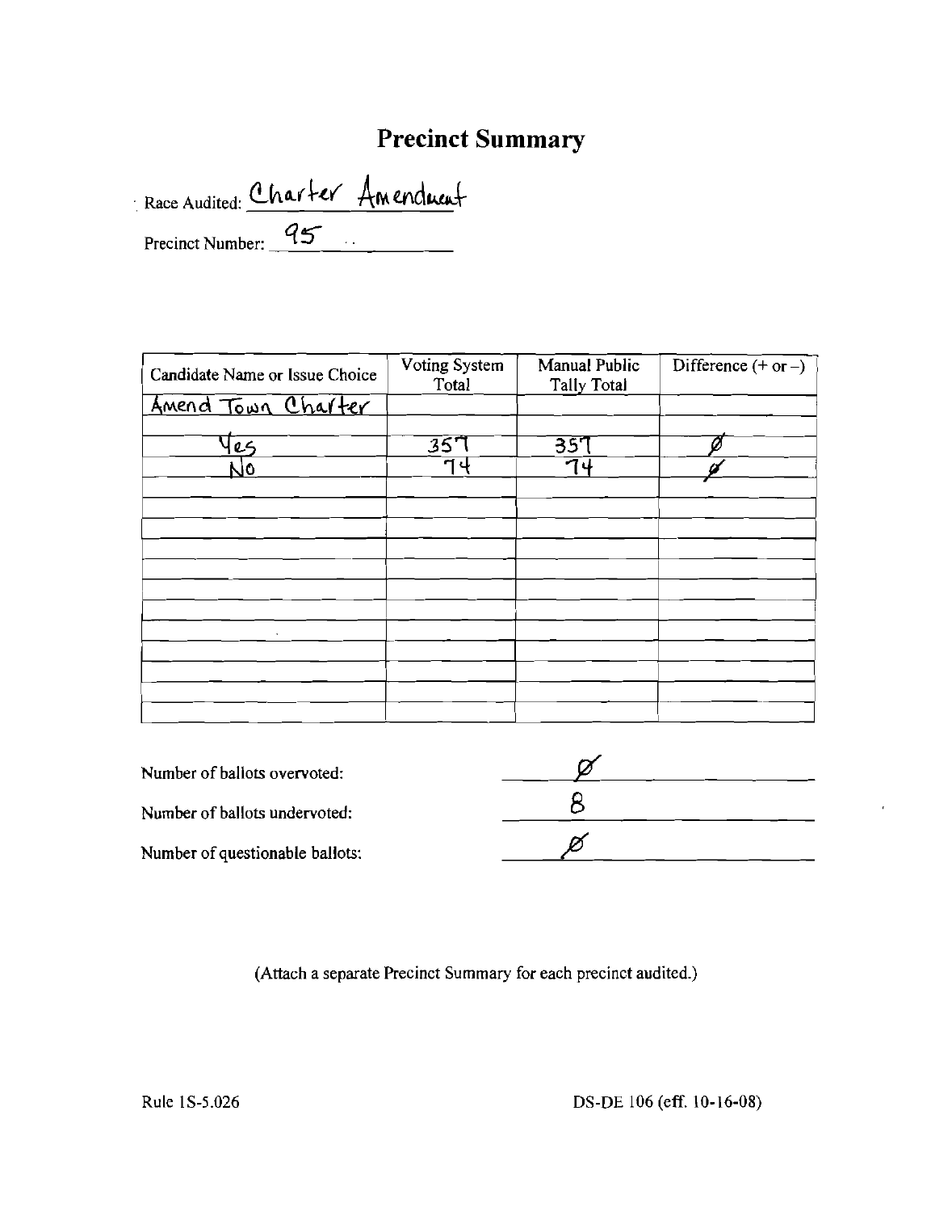# Precinct Summary

Race Audited: Charter Amendment

Precinct Number: 95

| Candidate Name or Issue Choice | Voting System Total | Manual Public Tally Total | Difference (+ or –) |
|---|---|---|---|
| Amend Town Charter | | | |
| | | | |
| Yes | 357 | 357 | Ø |
| No | 74 | 74 | Ø |
| | | | |
| | | | |
| | | | |
| | | | |
| | | | |
| | | | |
| | | | |
| | | | |
| | | | |
| | | | |
| | | | |

Number of ballots overvoted: Ø

Number of ballots undervoted: 8

Number of questionable ballots: Ø

(Attach a separate Precinct Summary for each precinct audited.)

Rule 1S-5.026

DS-DE 106 (eff. 10-16-08)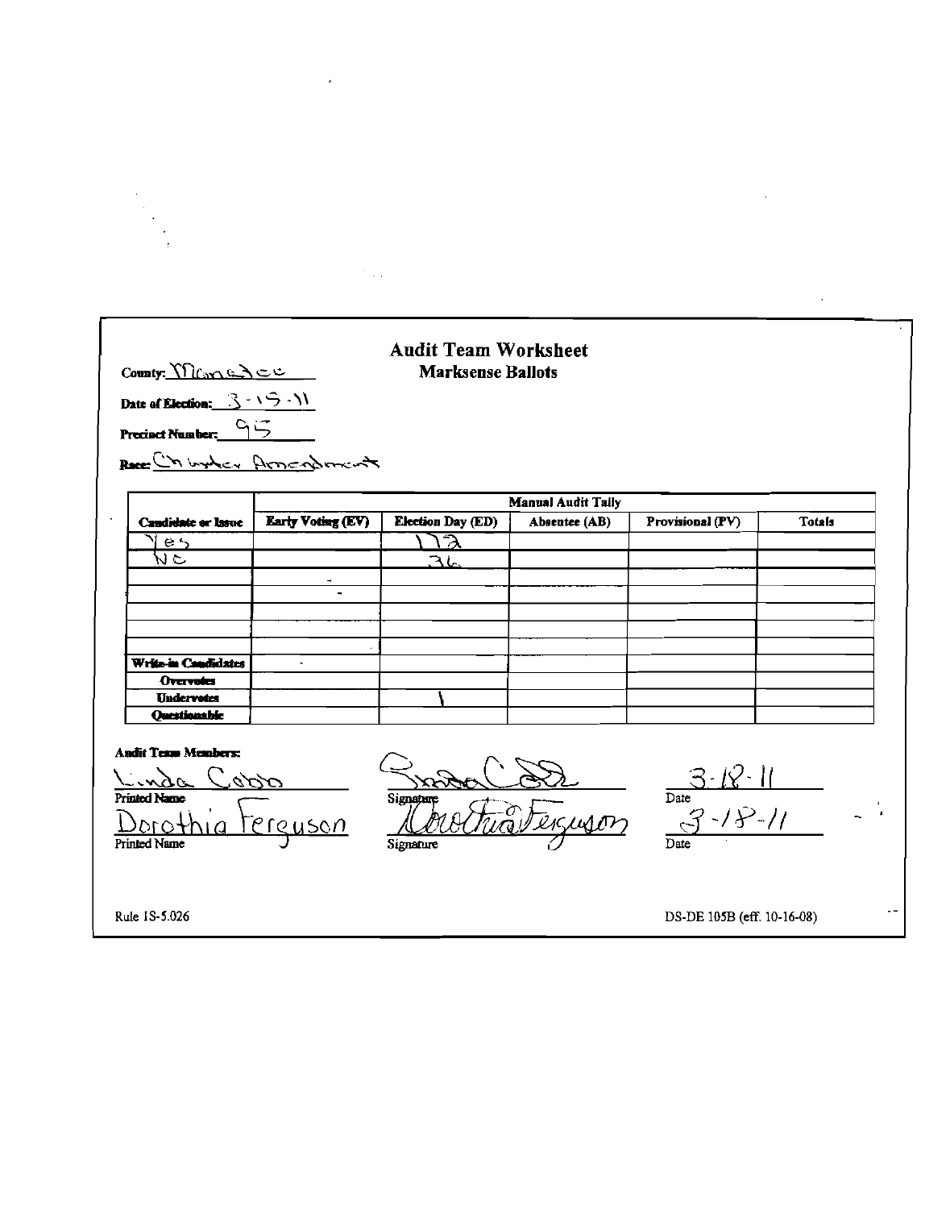# Audit Team Worksheet

## Marksense Ballots

County: Manatee

Date of Election: 3-15-11

Precinct Number: 95

Race: Charter Amendment

| Candidate or Issue | Manual Audit Tally | | | | |
|---|---|---|---|---|---|
| | Early Voting (EV) | Election Day (ED) | Absentee (AB) | Provisional (PV) | Totals |
| Yes | | 172 | | | |
| No | | 36 | | | |
| | | | | | |
| | | | | | |
| | | | | | |
| | | | | | |
| | | | | | |
| Write-in Candidates | | | | | |
| Overvotes | | | | | |
| Undervotes | | 1 | | | |
| Questionable | | | | | |

**Audit Team Members:**

| Printed Name | Signature | Date |
|---|---|---|
| Linda Cobb | Linda Cobb | 3-18-11 |
| Dorothia Ferguson | Dorothia Ferguson | 3-18-11 |

Rule 1S-5.026

DS-DE 105B (eff. 10-16-08)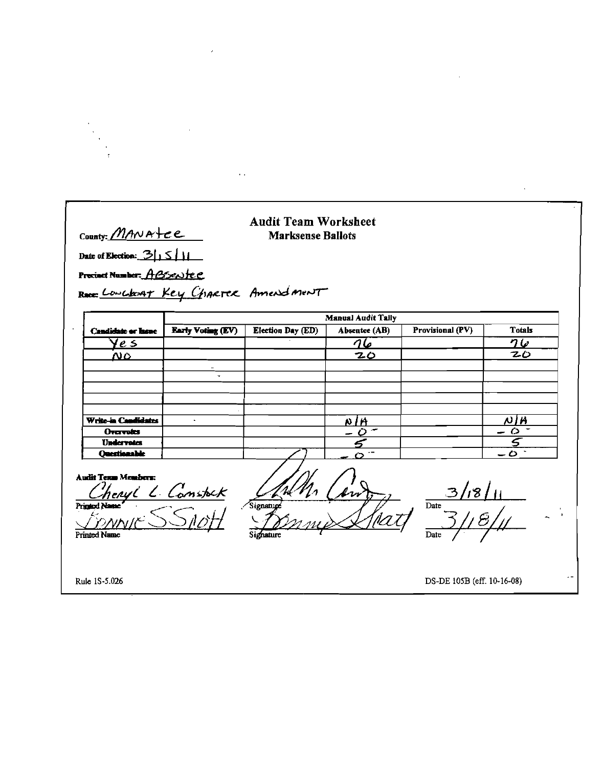# Audit Team Worksheet
## Marksense Ballots

County: MANAtee

Date of Election: 3/15/11

Precinct Number: ABSENtee

Race: LONGBOAT Key CHARTER AmendMENT

| Candidate or Issue | Manual Audit Tally | | | | |
|---|---|---|---|---|---|
| | Early Voting (EV) | Election Day (ED) | Absentee (AB) | Provisional (PV) | Totals |
| Yes | | | 76 | | 76 |
| NO | | | 20 | | 20 |
| | | | | | |
| | | | | | |
| | | | | | |
| | | | | | |
| | | | | | |
| Write-in Candidates | | | N/A | | N/A |
| Overvotes | | | -0- | | -0- |
| Undervotes | | | 5 | | 5 |
| Questionable | | | -0- | | -0- |

Audit Team Members:

| Printed Name | Signature | Date |
|---|---|---|
| Cheryl L. Comstock | [signature] | 3/18/11 |
| Bonnie S Shott | [signature] | 3/18/11 |

Rule 1S-5.026

DS-DE 105B (eff. 10-16-08)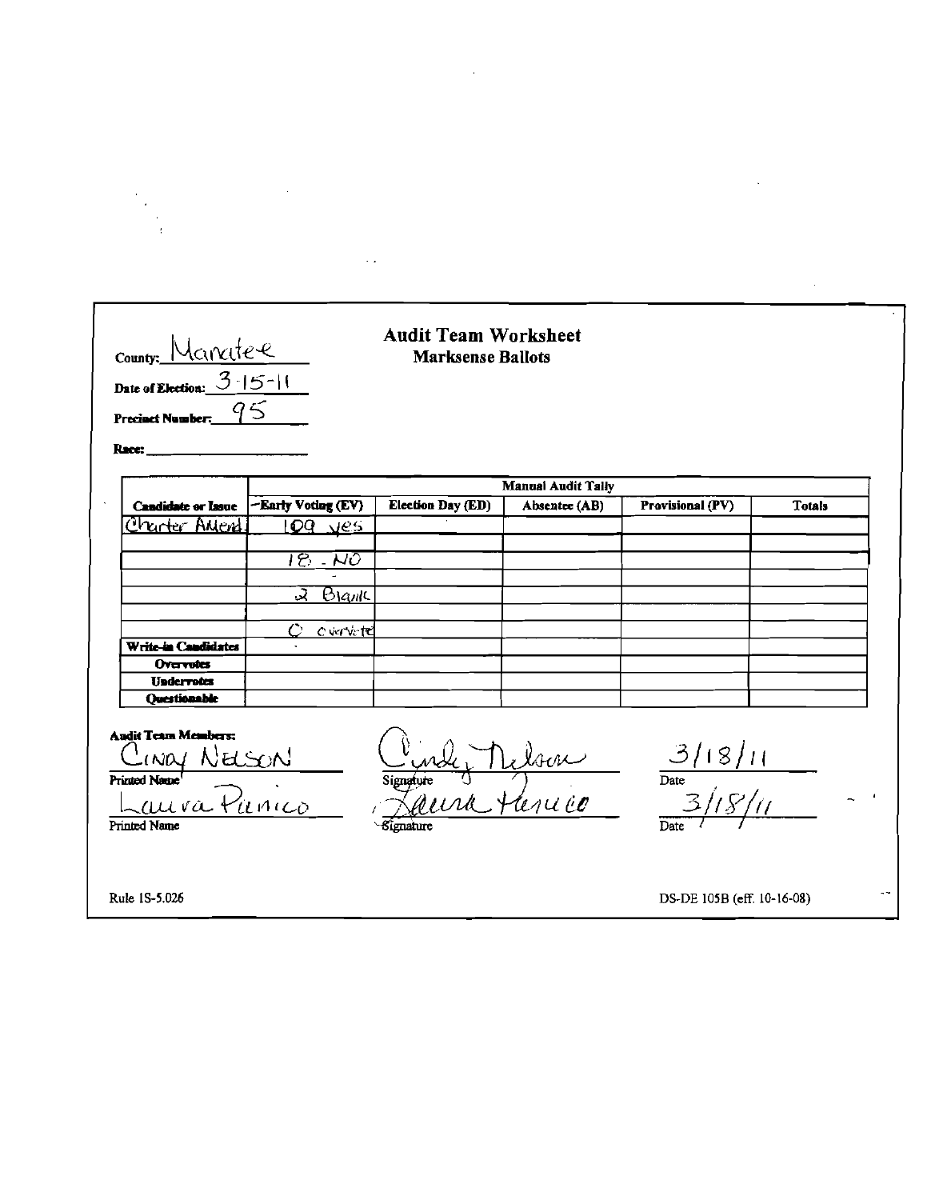# Audit Team Worksheet
## Marksense Ballots

County: Manatee

Date of Election: 3-15-11

Precinct Number: 95

Race: ______________________

| Candidate or Issue | Manual Audit Tally | | | | |
|---|---|---|---|---|---|
| | Early Voting (EV) | Election Day (ED) | Absentee (AB) | Provisional (PV) | Totals |
| Charter Amend | 109 yes | | | | |
| | | | | | |
| | 18 - NO | | | | |
| | | | | | |
| | 2 Blank | | | | |
| | | | | | |
| | 0 overvote | | | | |
| **Write-in Candidates** | | | | | |
| **Overvotes** | | | | | |
| **Undervotes** | | | | | |
| **Questionable** | | | | | |

**Audit Team Members:**

| | | |
|---|---|---|
| CINDY NELSON | *Cindy Nelson* | 3/18/11 |
| Printed Name | Signature | Date |
| Laura Pierrico | *Laura Pierrico* | 3/18/11 |
| Printed Name | Signature | Date |

Rule 1S-5.026

DS-DE 105B (eff. 10-16-08)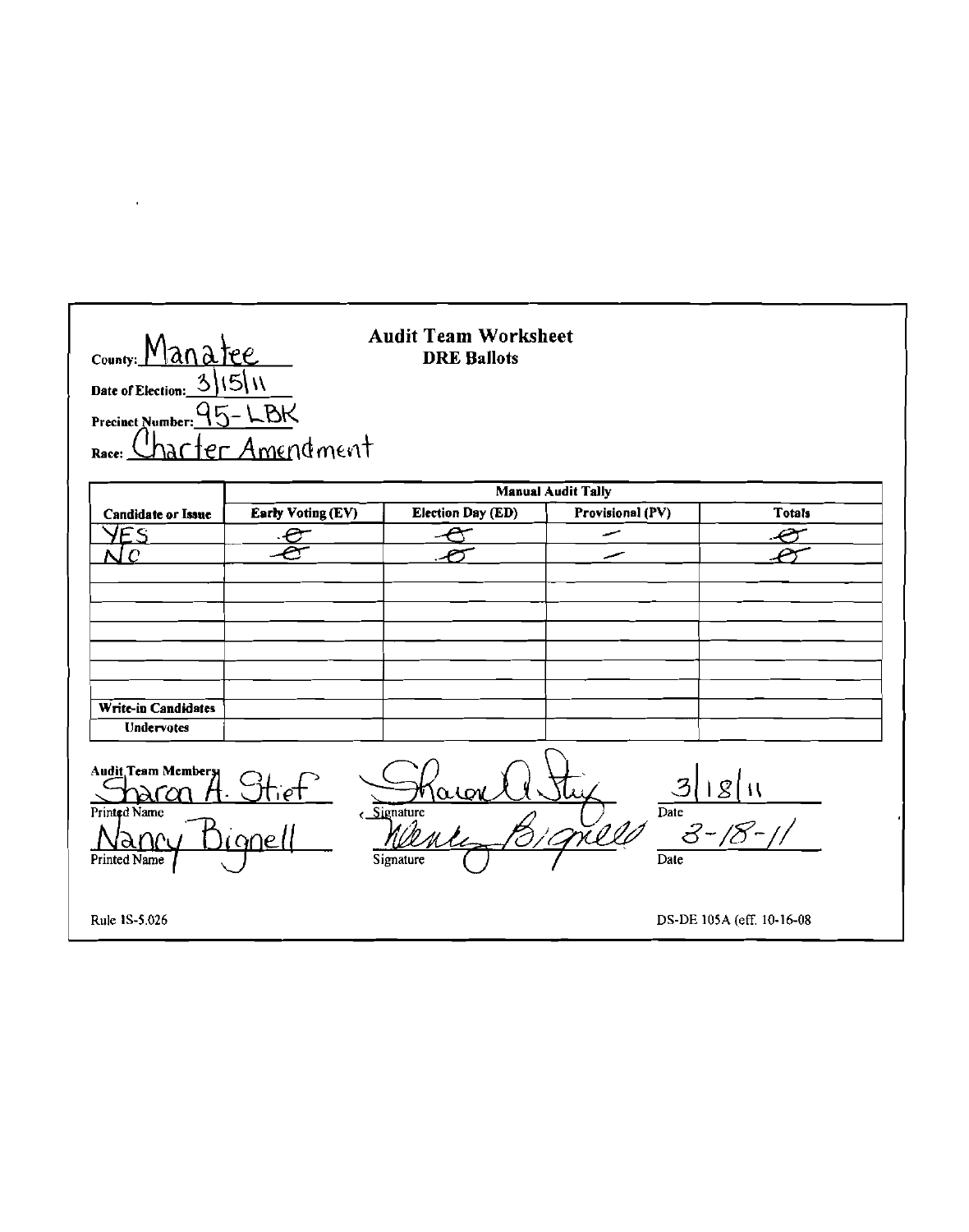**County:** Manatee

**Date of Election:** 3/15/11

**Precinct Number:** 95-LBK

**Race:** Charter Amendment

# Audit Team Worksheet

**DRE Ballots**

| | Manual Audit Tally | | | |
|---|---|---|---|---|
| **Candidate or Issue** | **Early Voting (EV)** | **Election Day (ED)** | **Provisional (PV)** | **Totals** |
| YES | Ø | Ø | — | Ø |
| NO | Ø | Ø | — | Ø |
| | | | | |
| | | | | |
| | | | | |
| | | | | |
| | | | | |
| | | | | |
| | | | | |
| **Write-in Candidates** | | | | |
| **Undervotes** | | | | |

**Audit Team Members:**

| Printed Name | Signature | Date |
|---|---|---|
| Sharon A. Stief | Sharon A. Stief | 3/18/11 |
| Nancy Bignell | Nancy Bignell | 3-18-11 |

Rule 1S-5.026

DS-DE 105A (eff. 10-16-08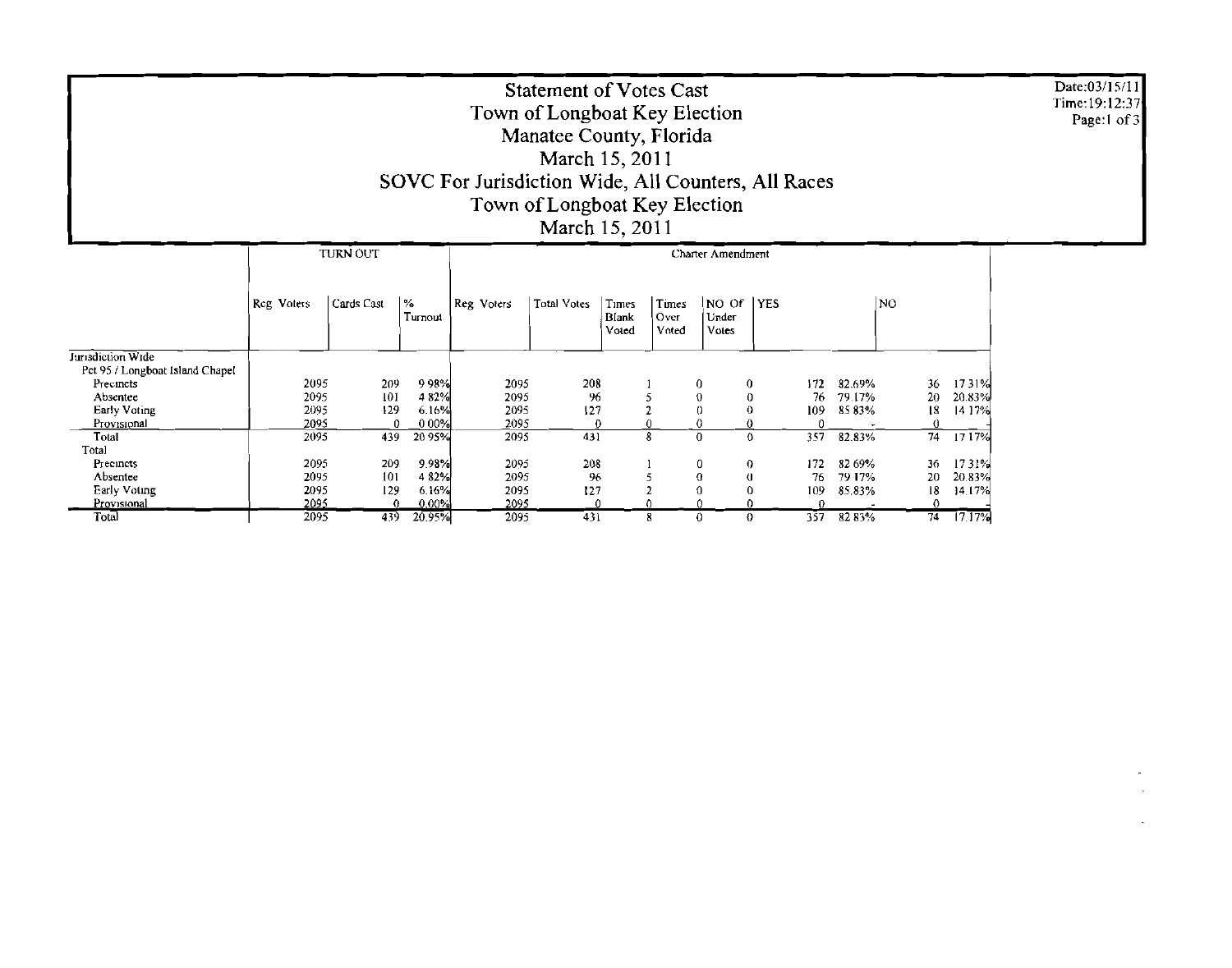# Statement of Votes Cast
## Town of Longboat Key Election
## Manatee County, Florida
## March 15, 2011
## SOVC For Jurisdiction Wide, All Counters, All Races
## Town of Longboat Key Election
## March 15, 2011

Date:03/15/11
Time:19:12:37

| | TURN OUT | | | Charter Amendment | | | | | | | | | |
|---|---|---|---|---|---|---|---|---|---|---|---|---|---|
| | Reg Voters | Cards Cast | % Turnout | Reg Voters | Total Votes | Times Blank Voted | Times Over Voted | NO Of Under Votes | YES | | NO | |
| Jurisdiction Wide | | | | | | | | | | | | |
| Pct 95 / Longboat Island Chapel | | | | | | | | | | | | |
| Precincts | 2095 | 209 | 9.98% | 2095 | 208 | 1 | 0 | 0 | 172 | 82.69% | 36 | 17.31% |
| Absentee | 2095 | 101 | 4.82% | 2095 | 96 | 5 | 0 | 0 | 76 | 79.17% | 20 | 20.83% |
| Early Voting | 2095 | 129 | 6.16% | 2095 | 127 | 2 | 0 | 0 | 109 | 85.83% | 18 | 14.17% |
| Provisional | 2095 | 0 | 0.00% | 2095 | 0 | 0 | 0 | 0 | 0 | - | 0 | - |
| Total | 2095 | 439 | 20.95% | 2095 | 431 | 8 | 0 | 0 | 357 | 82.83% | 74 | 17.17% |
| Total | | | | | | | | | | | | |
| Precincts | 2095 | 209 | 9.98% | 2095 | 208 | 1 | 0 | 0 | 172 | 82.69% | 36 | 17.31% |
| Absentee | 2095 | 101 | 4.82% | 2095 | 96 | 5 | 0 | 0 | 76 | 79.17% | 20 | 20.83% |
| Early Voting | 2095 | 129 | 6.16% | 2095 | 127 | 2 | 0 | 0 | 109 | 85.83% | 18 | 14.17% |
| Provisional | 2095 | 0 | 0.00% | 2095 | 0 | 0 | 0 | 0 | 0 | - | 0 | - |
| Total | 2095 | 439 | 20.95% | 2095 | 431 | 8 | 0 | 0 | 357 | 82.83% | 74 | 17.17% |